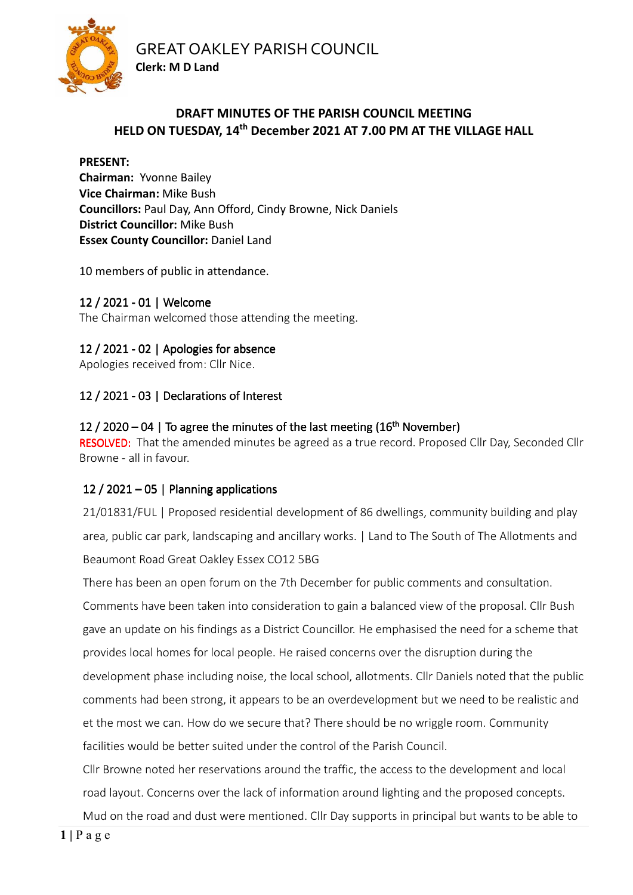GREAT OAKLEY PARISH COUNCIL
**Clerk: M D Land**

## DRAFT MINUTES OF THE PARISH COUNCIL MEETING HELD ON TUESDAY, 14th December 2021 AT 7.00 PM AT THE VILLAGE HALL

**PRESENT:**
**Chairman:** Yvonne Bailey
**Vice Chairman:** Mike Bush
**Councillors:** Paul Day, Ann Offord, Cindy Browne, Nick Daniels
**District Councillor:** Mike Bush
**Essex County Councillor:** Daniel Land

10 members of public in attendance.

### 12 / 2021 - 01 | Welcome

The Chairman welcomed those attending the meeting.

### 12 / 2021 - 02 | Apologies for absence

Apologies received from: Cllr Nice.

### 12 / 2021 - 03 | Declarations of Interest

### 12 / 2020 – 04 | To agree the minutes of the last meeting (16th November)

RESOLVED: That the amended minutes be agreed as a true record. Proposed Cllr Day, Seconded Cllr Browne - all in favour.

### 12 / 2021 – 05 | Planning applications

21/01831/FUL | Proposed residential development of 86 dwellings, community building and play area, public car park, landscaping and ancillary works. | Land to The South of The Allotments and Beaumont Road Great Oakley Essex CO12 5BG

There has been an open forum on the 7th December for public comments and consultation. Comments have been taken into consideration to gain a balanced view of the proposal. Cllr Bush gave an update on his findings as a District Councillor. He emphasised the need for a scheme that provides local homes for local people. He raised concerns over the disruption during the development phase including noise, the local school, allotments. Cllr Daniels noted that the public comments had been strong, it appears to be an overdevelopment but we need to be realistic and et the most we can. How do we secure that? There should be no wriggle room. Community facilities would be better suited under the control of the Parish Council.

Cllr Browne noted her reservations around the traffic, the access to the development and local road layout. Concerns over the lack of information around lighting and the proposed concepts. Mud on the road and dust were mentioned. Cllr Day supports in principal but wants to be able to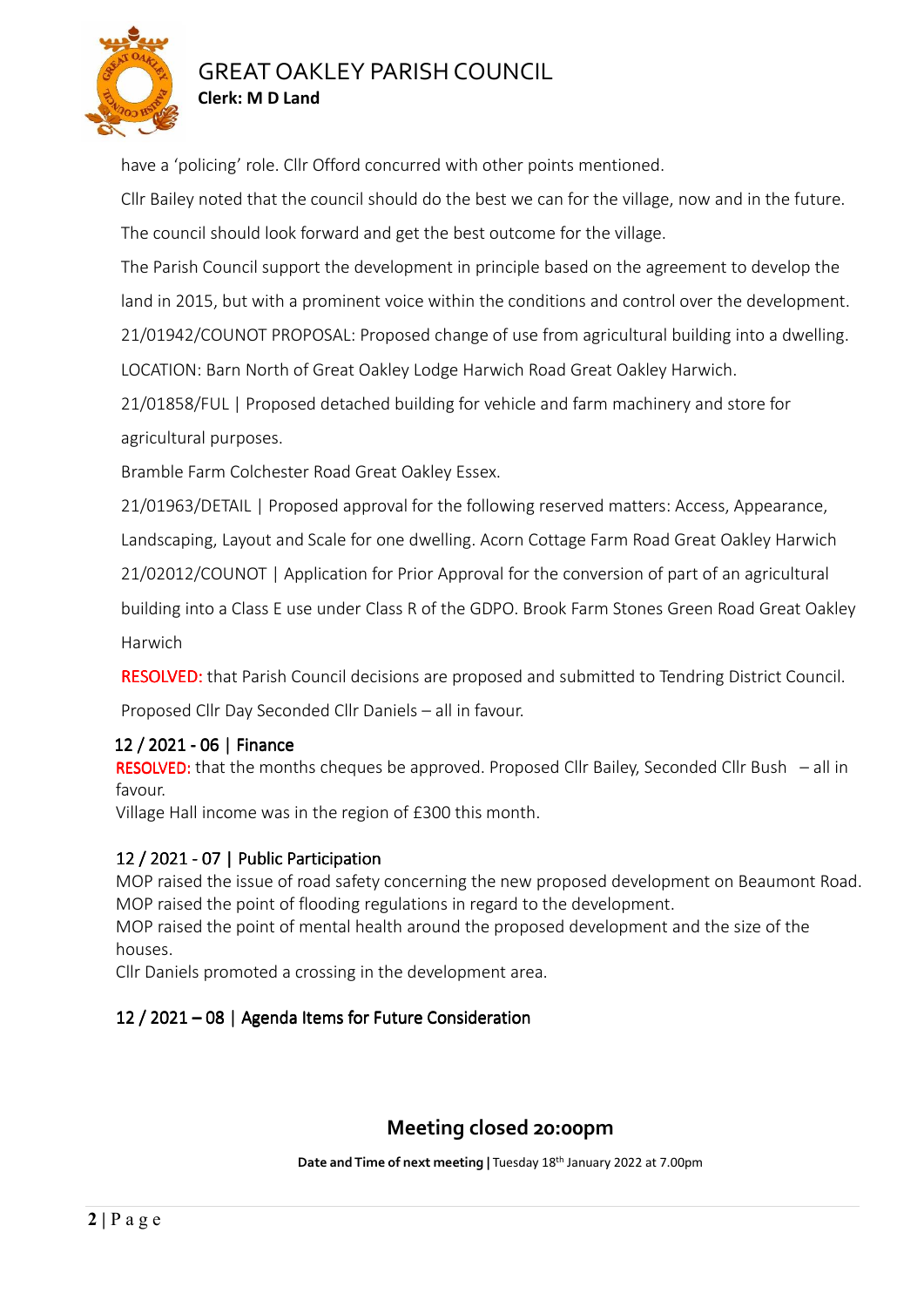have a 'policing' role. Cllr Offord concurred with other points mentioned.

Cllr Bailey noted that the council should do the best we can for the village, now and in the future.

The council should look forward and get the best outcome for the village.

The Parish Council support the development in principle based on the agreement to develop the land in 2015, but with a prominent voice within the conditions and control over the development.

21/01942/COUNOT PROPOSAL: Proposed change of use from agricultural building into a dwelling.

LOCATION: Barn North of Great Oakley Lodge Harwich Road Great Oakley Harwich.

21/01858/FUL | Proposed detached building for vehicle and farm machinery and store for agricultural purposes.

Bramble Farm Colchester Road Great Oakley Essex.

21/01963/DETAIL | Proposed approval for the following reserved matters: Access, Appearance, Landscaping, Layout and Scale for one dwelling. Acorn Cottage Farm Road Great Oakley Harwich

21/02012/COUNOT | Application for Prior Approval for the conversion of part of an agricultural building into a Class E use under Class R of the GDPO. Brook Farm Stones Green Road Great Oakley Harwich

RESOLVED: that Parish Council decisions are proposed and submitted to Tendring District Council.

Proposed Cllr Day Seconded Cllr Daniels – all in favour.

### 12 / 2021 - 06 | Finance

RESOLVED: that the months cheques be approved. Proposed Cllr Bailey, Seconded Cllr Bush – all in favour.

Village Hall income was in the region of £300 this month.

### 12 / 2021 - 07 | Public Participation

MOP raised the issue of road safety concerning the new proposed development on Beaumont Road.

MOP raised the point of flooding regulations in regard to the development.

MOP raised the point of mental health around the proposed development and the size of the houses.

Cllr Daniels promoted a crossing in the development area.

### 12 / 2021 – 08 | Agenda Items for Future Consideration

## Meeting closed 20:00pm

**Date and Time of next meeting |** Tuesday 18th January 2022 at 7.00pm